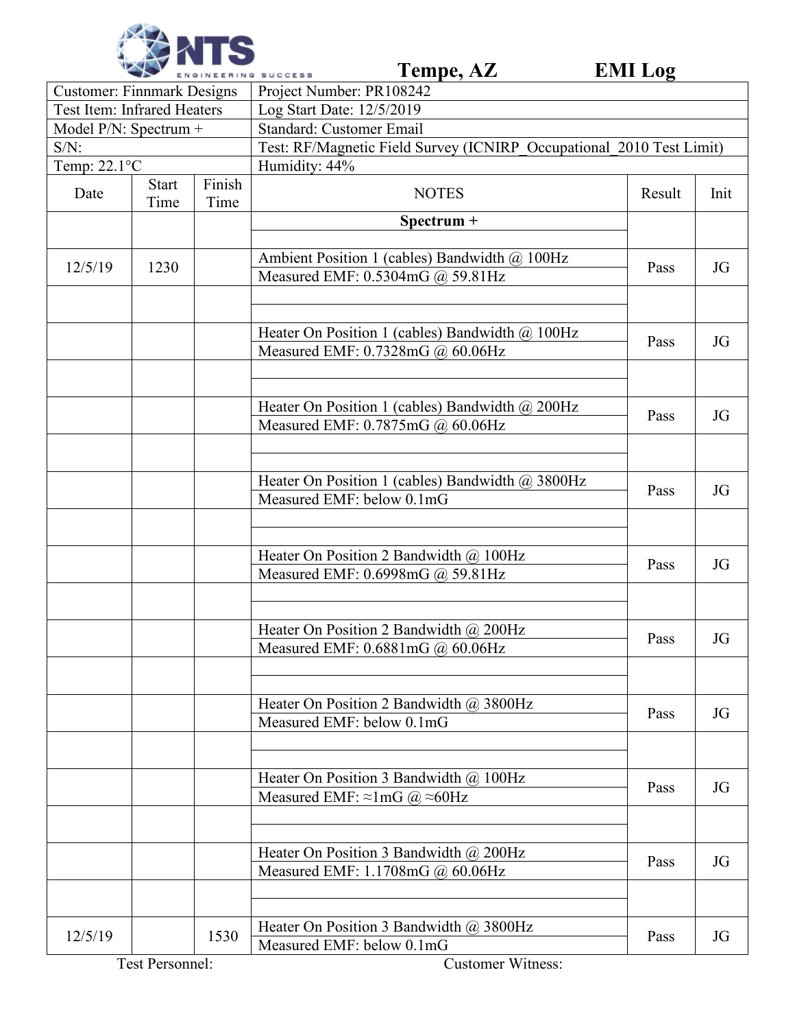NTS ENGINEERING SUCCESS

**Tempe, AZ** **EMI Log**

| Customer: Finnmark Designs | | | Project Number: PR108242 | | |
|---|---|---|---|---|---|
| Test Item: Infrared Heaters | | | Log Start Date: 12/5/2019 | | |
| Model P/N: Spectrum + | | | Standard: Customer Email | | |
| S/N: | | | Test: RF/Magnetic Field Survey (ICNIRP_Occupational_2010 Test Limit) | | |
| Temp: 22.1°C | | | Humidity: 44% | | |
| **Date** | **Start Time** | **Finish Time** | **NOTES** | **Result** | **Init** |
| | | | **Spectrum +** | | |
| 12/5/19 | 1230 | | Ambient Position 1 (cables) Bandwidth @ 100Hz<br>Measured EMF: 0.5304mG @ 59.81Hz | Pass | JG |
| | | | | | |
| | | | Heater On Position 1 (cables) Bandwidth @ 100Hz<br>Measured EMF: 0.7328mG @ 60.06Hz | Pass | JG |
| | | | | | |
| | | | Heater On Position 1 (cables) Bandwidth @ 200Hz<br>Measured EMF: 0.7875mG @ 60.06Hz | Pass | JG |
| | | | | | |
| | | | Heater On Position 1 (cables) Bandwidth @ 3800Hz<br>Measured EMF: below 0.1mG | Pass | JG |
| | | | | | |
| | | | Heater On Position 2 Bandwidth @ 100Hz<br>Measured EMF: 0.6998mG @ 59.81Hz | Pass | JG |
| | | | | | |
| | | | Heater On Position 2 Bandwidth @ 200Hz<br>Measured EMF: 0.6881mG @ 60.06Hz | Pass | JG |
| | | | | | |
| | | | Heater On Position 2 Bandwidth @ 3800Hz<br>Measured EMF: below 0.1mG | Pass | JG |
| | | | | | |
| | | | Heater On Position 3 Bandwidth @ 100Hz<br>Measured EMF: ≈1mG @ ≈60Hz | Pass | JG |
| | | | | | |
| | | | Heater On Position 3 Bandwidth @ 200Hz<br>Measured EMF: 1.1708mG @ 60.06Hz | Pass | JG |
| | | | | | |
| 12/5/19 | | 1530 | Heater On Position 3 Bandwidth @ 3800Hz<br>Measured EMF: below 0.1mG | Pass | JG |

Test Personnel: Customer Witness: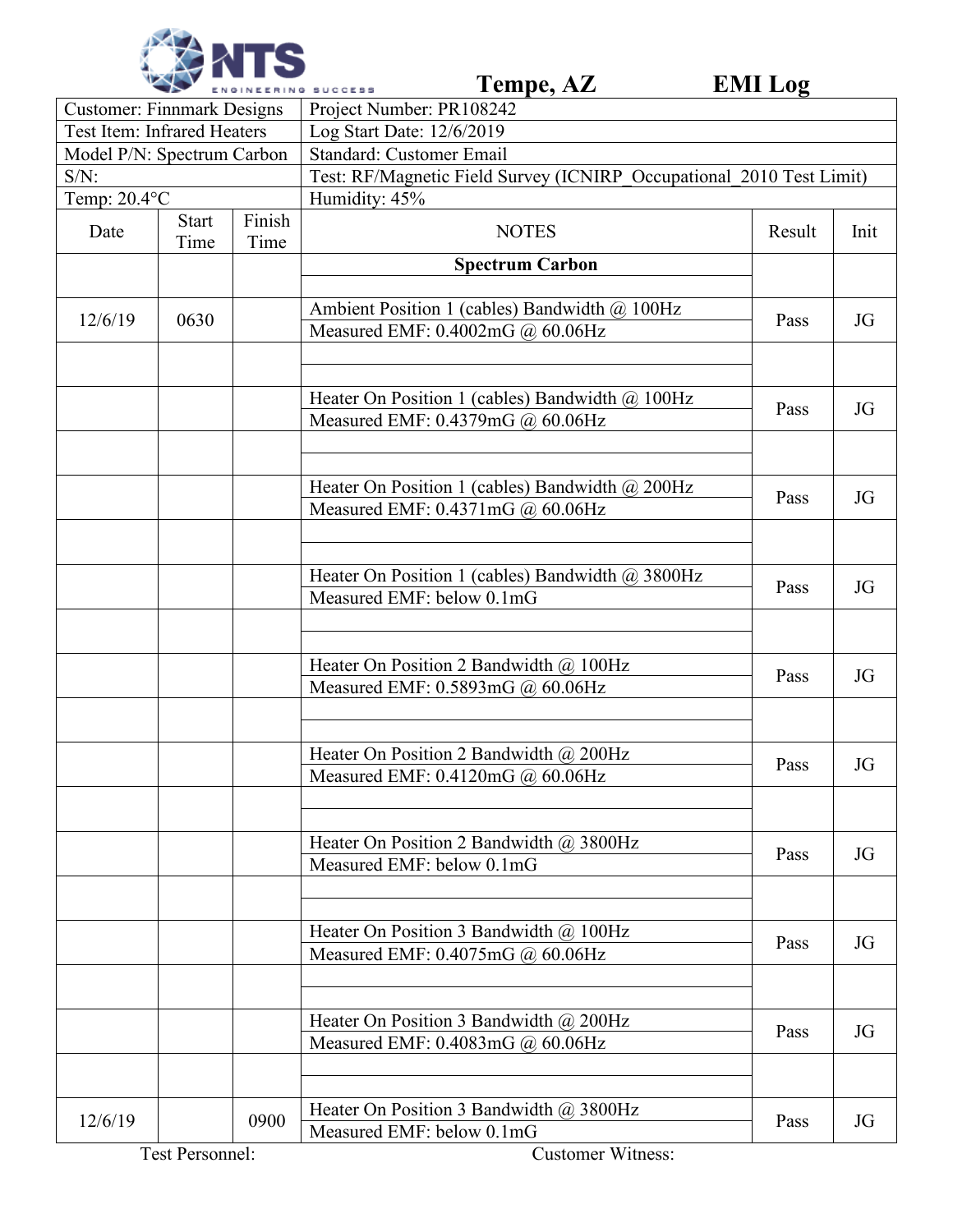**NTS ENGINEERING SUCCESS** — Tempe, AZ — **EMI Log**

| Customer: Finnmark Designs | Project Number: PR108242 |
|---|---|
| Test Item: Infrared Heaters | Log Start Date: 12/6/2019 |
| Model P/N: Spectrum Carbon | Standard: Customer Email |
| S/N: | Test: RF/Magnetic Field Survey (ICNIRP_Occupational_2010 Test Limit) |
| Temp: 20.4°C | Humidity: 45% |

| Date | Start Time | Finish Time | NOTES | Result | Init |
|---|---|---|---|---|---|
| | | | **Spectrum Carbon** | | |
| 12/6/19 | 0630 | | Ambient Position 1 (cables) Bandwidth @ 100Hz<br>Measured EMF: 0.4002mG @ 60.06Hz | Pass | JG |
| | | | Heater On Position 1 (cables) Bandwidth @ 100Hz<br>Measured EMF: 0.4379mG @ 60.06Hz | Pass | JG |
| | | | Heater On Position 1 (cables) Bandwidth @ 200Hz<br>Measured EMF: 0.4371mG @ 60.06Hz | Pass | JG |
| | | | Heater On Position 1 (cables) Bandwidth @ 3800Hz<br>Measured EMF: below 0.1mG | Pass | JG |
| | | | Heater On Position 2 Bandwidth @ 100Hz<br>Measured EMF: 0.5893mG @ 60.06Hz | Pass | JG |
| | | | Heater On Position 2 Bandwidth @ 200Hz<br>Measured EMF: 0.4120mG @ 60.06Hz | Pass | JG |
| | | | Heater On Position 2 Bandwidth @ 3800Hz<br>Measured EMF: below 0.1mG | Pass | JG |
| | | | Heater On Position 3 Bandwidth @ 100Hz<br>Measured EMF: 0.4075mG @ 60.06Hz | Pass | JG |
| | | | Heater On Position 3 Bandwidth @ 200Hz<br>Measured EMF: 0.4083mG @ 60.06Hz | Pass | JG |
| 12/6/19 | | 0900 | Heater On Position 3 Bandwidth @ 3800Hz<br>Measured EMF: below 0.1mG | Pass | JG |

Test Personnel: Customer Witness: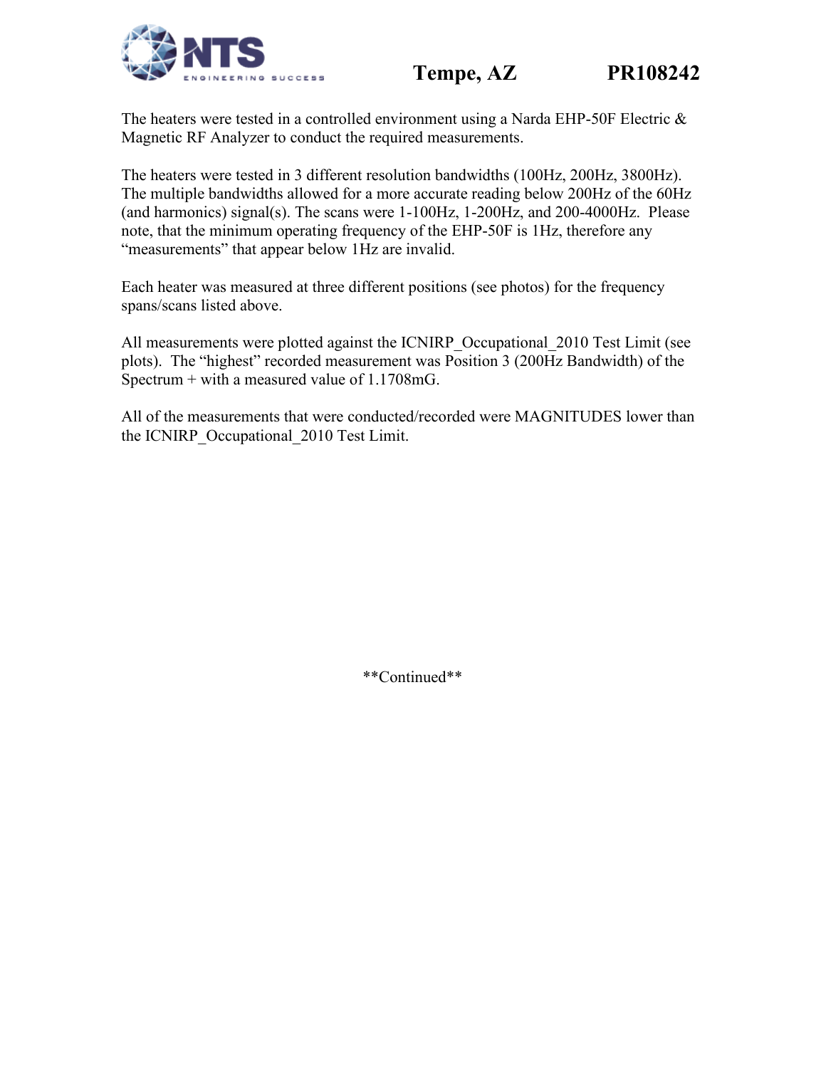The heaters were tested in a controlled environment using a Narda EHP-50F Electric & Magnetic RF Analyzer to conduct the required measurements.

The heaters were tested in 3 different resolution bandwidths (100Hz, 200Hz, 3800Hz). The multiple bandwidths allowed for a more accurate reading below 200Hz of the 60Hz (and harmonics) signal(s). The scans were 1-100Hz, 1-200Hz, and 200-4000Hz. Please note, that the minimum operating frequency of the EHP-50F is 1Hz, therefore any "measurements" that appear below 1Hz are invalid.

Each heater was measured at three different positions (see photos) for the frequency spans/scans listed above.

All measurements were plotted against the ICNIRP_Occupational_2010 Test Limit (see plots). The "highest" recorded measurement was Position 3 (200Hz Bandwidth) of the Spectrum + with a measured value of 1.1708mG.

All of the measurements that were conducted/recorded were MAGNITUDES lower than the ICNIRP_Occupational_2010 Test Limit.

**Continued**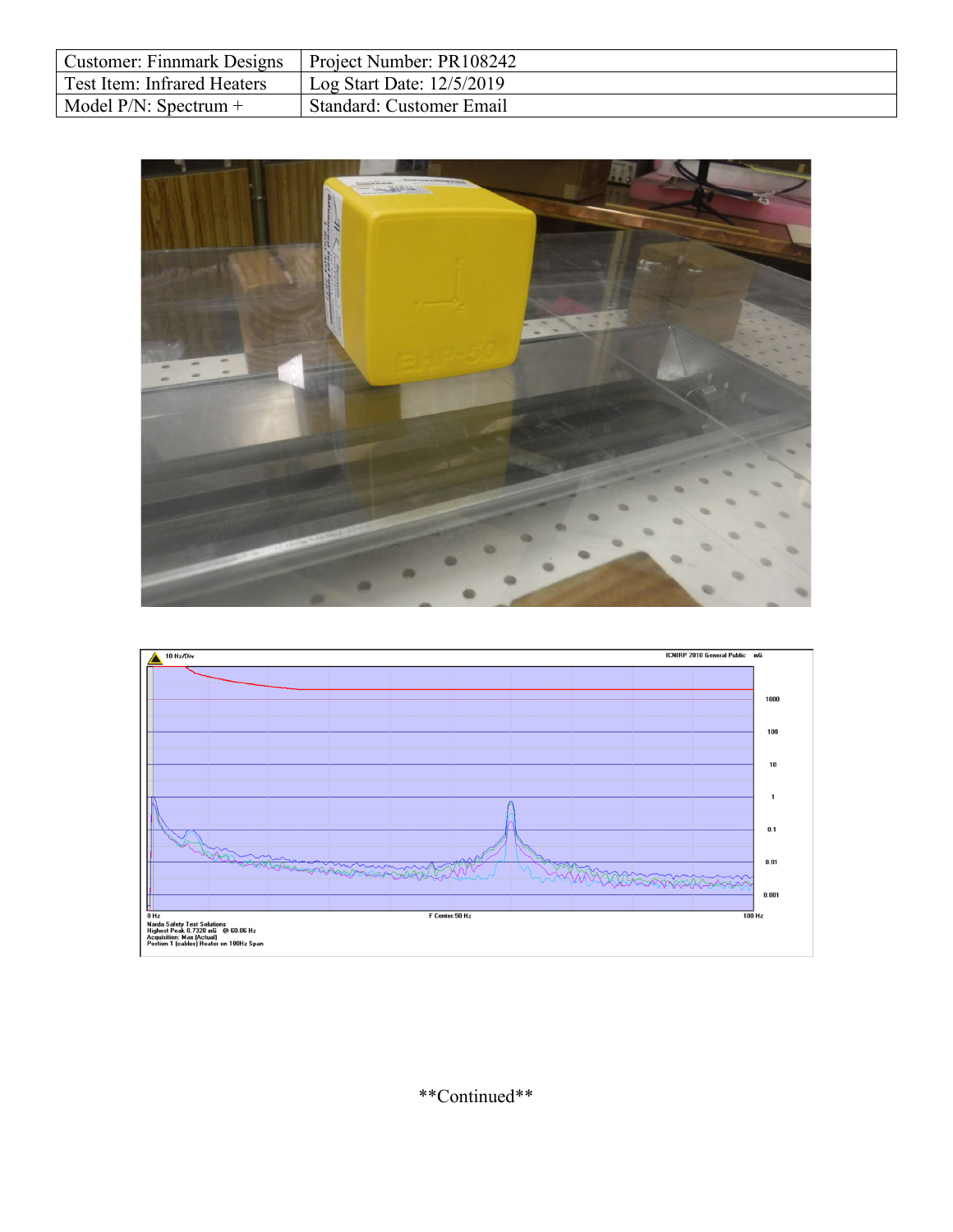| Customer: Finnmark Designs | Project Number: PR108242 |
| --- | --- |
| Test Item: Infrared Heaters | Log Start Date: 12/5/2019 |
| Model P/N: Spectrum + | Standard: Customer Email |

10 Hz/Div

ICNIRP 2010 General Public mG

0 Hz

F Center:50 Hz

100 Hz

Narda Safety Test Solutions
Highest Peak 0.7328 mG @ 60.06 Hz
Acquisition: Max (Actual)
Postion 1 (cables) Heater on 100Hz Span

**Continued**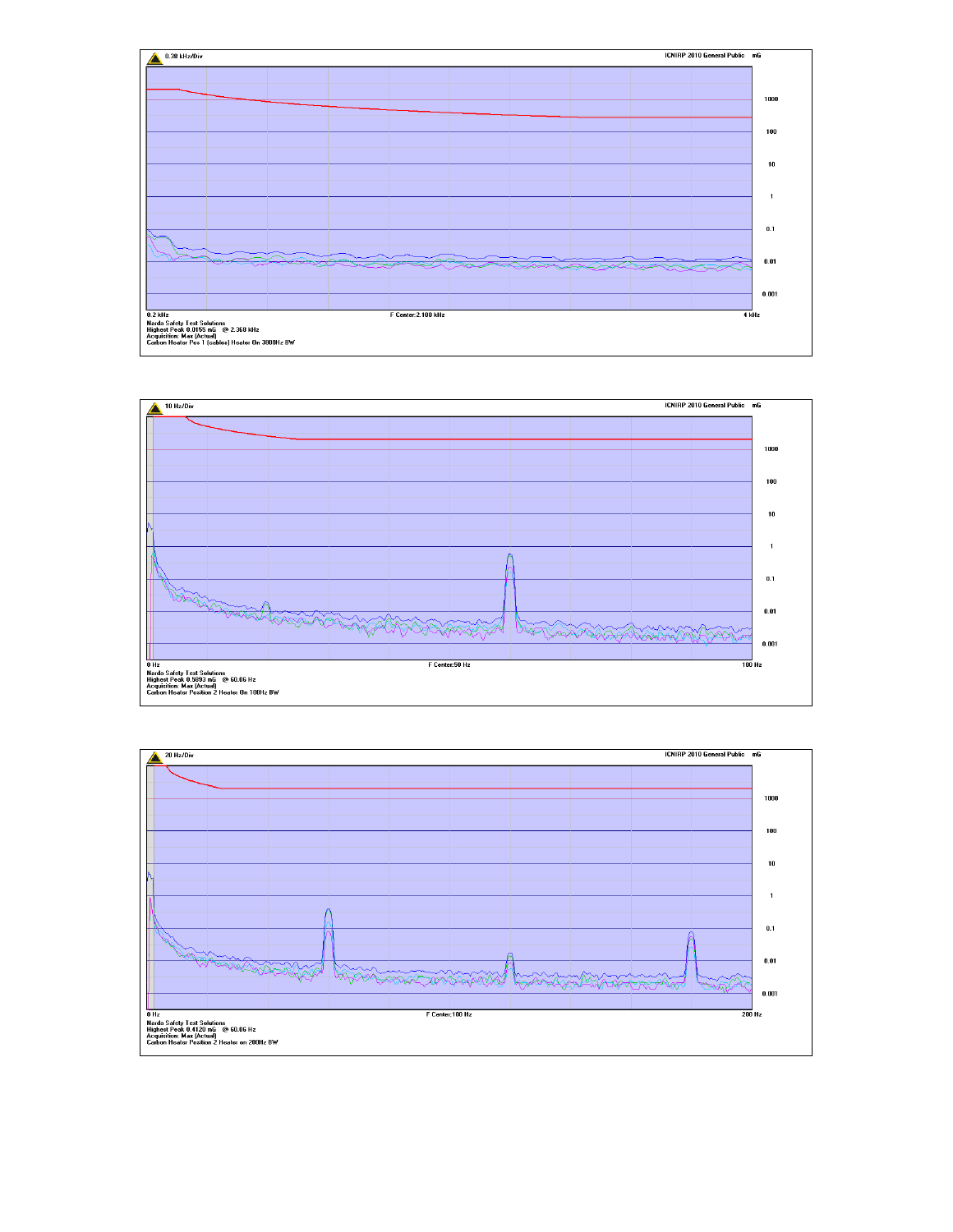0.38 kHz/Div

ICNIRP 2010 General Public mG

1000

100

10

1

0.1

0.01

0.001

0.2 kHz | F Center:2.100 kHz | 4 kHz

Narda Safety Test Solutions
Highest Peak 0.0155 mG @ 2.369 kHz
Acquisition: Max (Actual)
Carbon Heater Pos 1 (cables) Heater On 3800Hz BW

10 Hz/Div

ICNIRP 2010 General Public mG

1000

100

10

1

0.1

0.01

0.001

0 Hz | F Center:50 Hz | 100 Hz

Narda Safety Test Solutions
Highest Peak 0.5093 mG @ 60.06 Hz
Acquisition: Max (Actual)
Carbon Heater Position 2 Heater On 100Hz BW

20 Hz/Div

ICNIRP 2010 General Public mG

1000

100

10

1

0.1

0.01

0.001

0 Hz | F Center:100 Hz | 200 Hz

Narda Safety Test Solutions
Highest Peak 0.4120 mG @ 60.06 Hz
Acquisition: Max (Actual)
Carbon Heater Position 2 Heater on 200Hz BW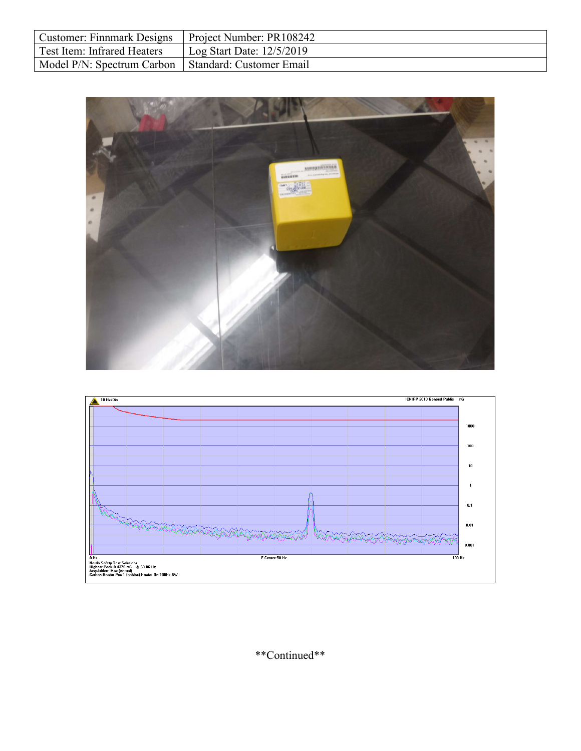| Customer: Finnmark Designs | Project Number: PR108242 |
| --- | --- |
| Test Item: Infrared Heaters | Log Start Date: 12/5/2019 |
| Model P/N: Spectrum Carbon | Standard: Customer Email |

10 Hz/Div

ICNIRP 2010 General Public mG

0 Hz F Center:50 Hz 100 Hz

Narda Safety Test Solutions
Highest Peak 0.4379 mG @ 60.06 Hz
Acquisition: Max (Actual)
Carbon Heater Pos 1 (cables) Heater On 100Hz BW

**Continued**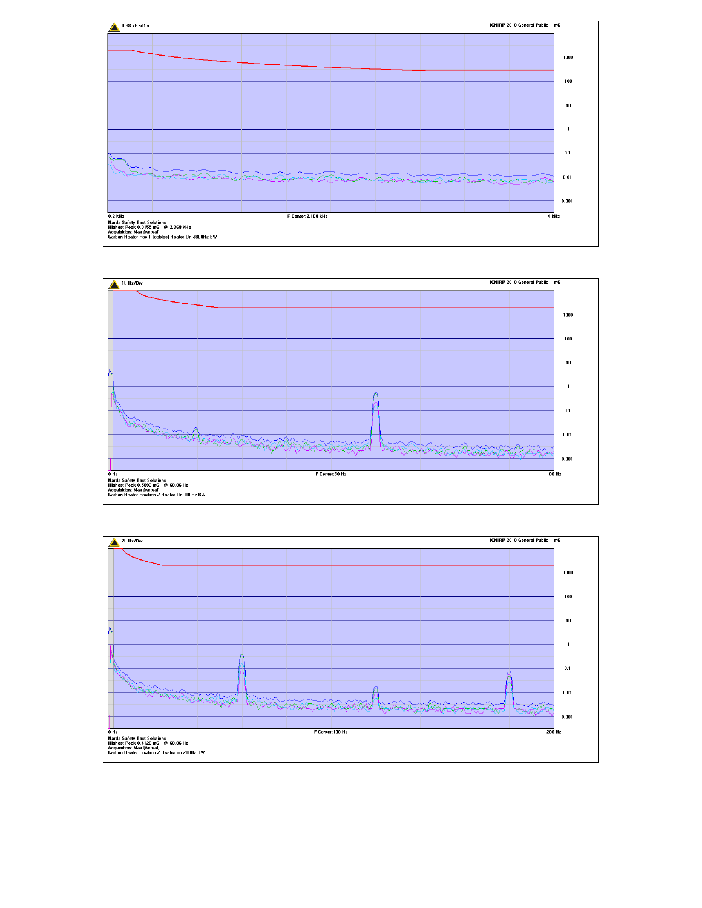0.38 kHz/Div

ICNIRP 2010 General Public mG

1000
100
10
1
0.1
0.01
0.001

0.2 kHz

F Center:2.100 kHz

4 kHz

Narda Safety Test Solutions
Highest Peak 0.0155 mG @ 2.360 kHz
Acquisition: Max (Actual)
Carbon Heater Pos 1 (cables) Heater On 3800Hz BW

10 Hz/Div

ICNIRP 2010 General Public mG

1000
100
10
1
0.1
0.01
0.001

0 Hz

F Center:50 Hz

100 Hz

Narda Safety Test Solutions
Highest Peak 0.5093 mG @ 60.06 Hz
Acquisition: Max (Actual)
Carbon Heater Position 2 Heater On 100Hz BW

20 Hz/Div

ICNIRP 2010 General Public mG

1000
100
10
1
0.1
0.01
0.001

0 Hz

F Center:100 Hz

200 Hz

Narda Safety Test Solutions
Highest Peak 0.4120 mG @ 60.06 Hz
Acquisition: Max (Actual)
Carbon Heater Position 2 Heater on 200Hz BW